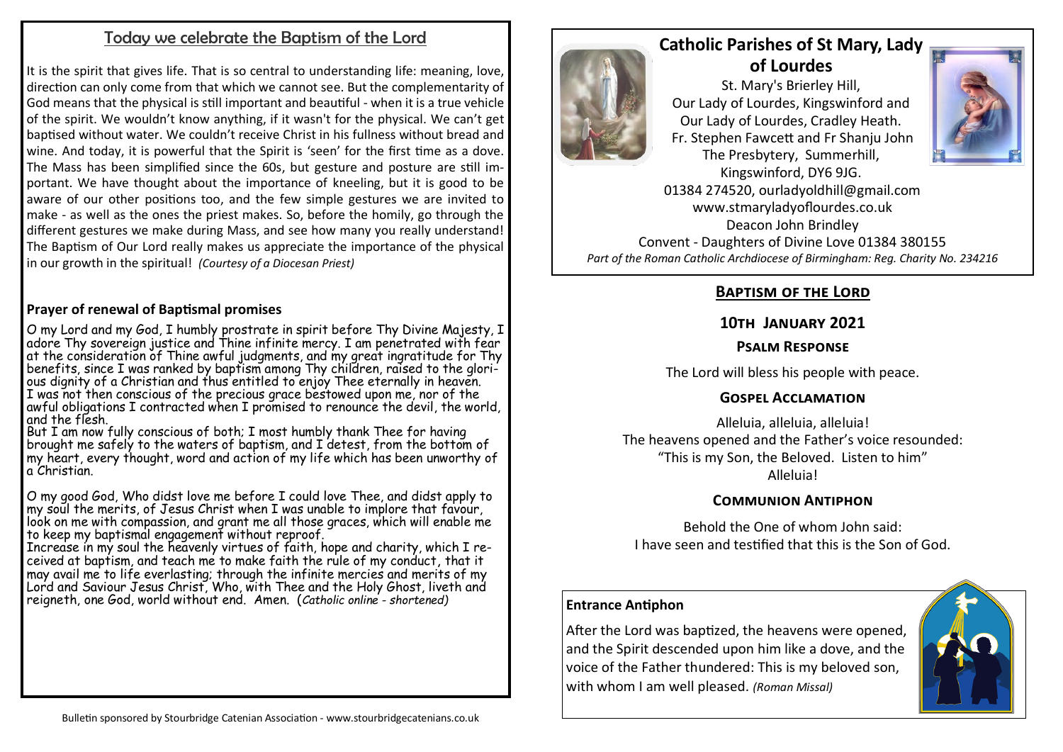## Catholic Parishes of St Mary, Lady of Lourdes

St. Mary's Brierley Hill,
Our Lady of Lourdes, Kingswinford and
Our Lady of Lourdes, Cradley Heath.
Fr. Stephen Fawcett and Fr Shanju John
The Presbytery, Summerhill,
Kingswinford, DY6 9JG.
01384 274520, ourladyoldhill@gmail.com
www.stmaryladyoflourdes.co.uk
Deacon John Brindley
Convent - Daughters of Divine Love 01384 380155

*Part of the Roman Catholic Archdiocese of Birmingham: Reg. Charity No. 234216*

## Baptism of the Lord

### 10th January 2021

### Psalm Response

The Lord will bless his people with peace.

### Gospel Acclamation

Alleluia, alleluia, alleluia!
The heavens opened and the Father's voice resounded:
"This is my Son, the Beloved. Listen to him"
Alleluia!

### Communion Antiphon

Behold the One of whom John said:
I have seen and testified that this is the Son of God.

### Entrance Antiphon

After the Lord was baptized, the heavens were opened, and the Spirit descended upon him like a dove, and the voice of the Father thundered: This is my beloved son, with whom I am well pleased. *(Roman Missal)*

## Today we celebrate the Baptism of the Lord

It is the spirit that gives life. That is so central to understanding life: meaning, love, direction can only come from that which we cannot see. But the complementarity of God means that the physical is still important and beautiful - when it is a true vehicle of the spirit. We wouldn't know anything, if it wasn't for the physical. We can't get baptised without water. We couldn't receive Christ in his fullness without bread and wine. And today, it is powerful that the Spirit is 'seen' for the first time as a dove. The Mass has been simplified since the 60s, but gesture and posture are still important. We have thought about the importance of kneeling, but it is good to be aware of our other positions too, and the few simple gestures we are invited to make - as well as the ones the priest makes. So, before the homily, go through the different gestures we make during Mass, and see how many you really understand! The Baptism of Our Lord really makes us appreciate the importance of the physical in our growth in the spiritual! *(Courtesy of a Diocesan Priest)*

### Prayer of renewal of Baptismal promises

O my Lord and my God, I humbly prostrate in spirit before Thy Divine Majesty, I adore Thy sovereign justice and Thine infinite mercy. I am penetrated with fear at the consideration of Thine awful judgments, and my great ingratitude for Thy benefits, since I was ranked by baptism among Thy children, raised to the glorious dignity of a Christian and thus entitled to enjoy Thee eternally in heaven. I was not then conscious of the precious grace bestowed upon me, nor of the awful obligations I contracted when I promised to renounce the devil, the world, and the flesh.
But I am now fully conscious of both; I most humbly thank Thee for having brought me safely to the waters of baptism, and I detest, from the bottom of my heart, every thought, word and action of my life which has been unworthy of a Christian.

O my good God, Who didst love me before I could love Thee, and didst apply to my soul the merits, of Jesus Christ when I was unable to implore that favour, look on me with compassion, and grant me all those graces, which will enable me to keep my baptismal engagement without reproof.
Increase in my soul the heavenly virtues of faith, hope and charity, which I received at baptism, and teach me to make faith the rule of my conduct, that it may avail me to life everlasting; through the infinite mercies and merits of my Lord and Saviour Jesus Christ, Who, with Thee and the Holy Ghost, liveth and reigneth, one God, world without end. Amen. (*Catholic online - shortened)*

Bulletin sponsored by Stourbridge Catenian Association - www.stourbridgecatenians.co.uk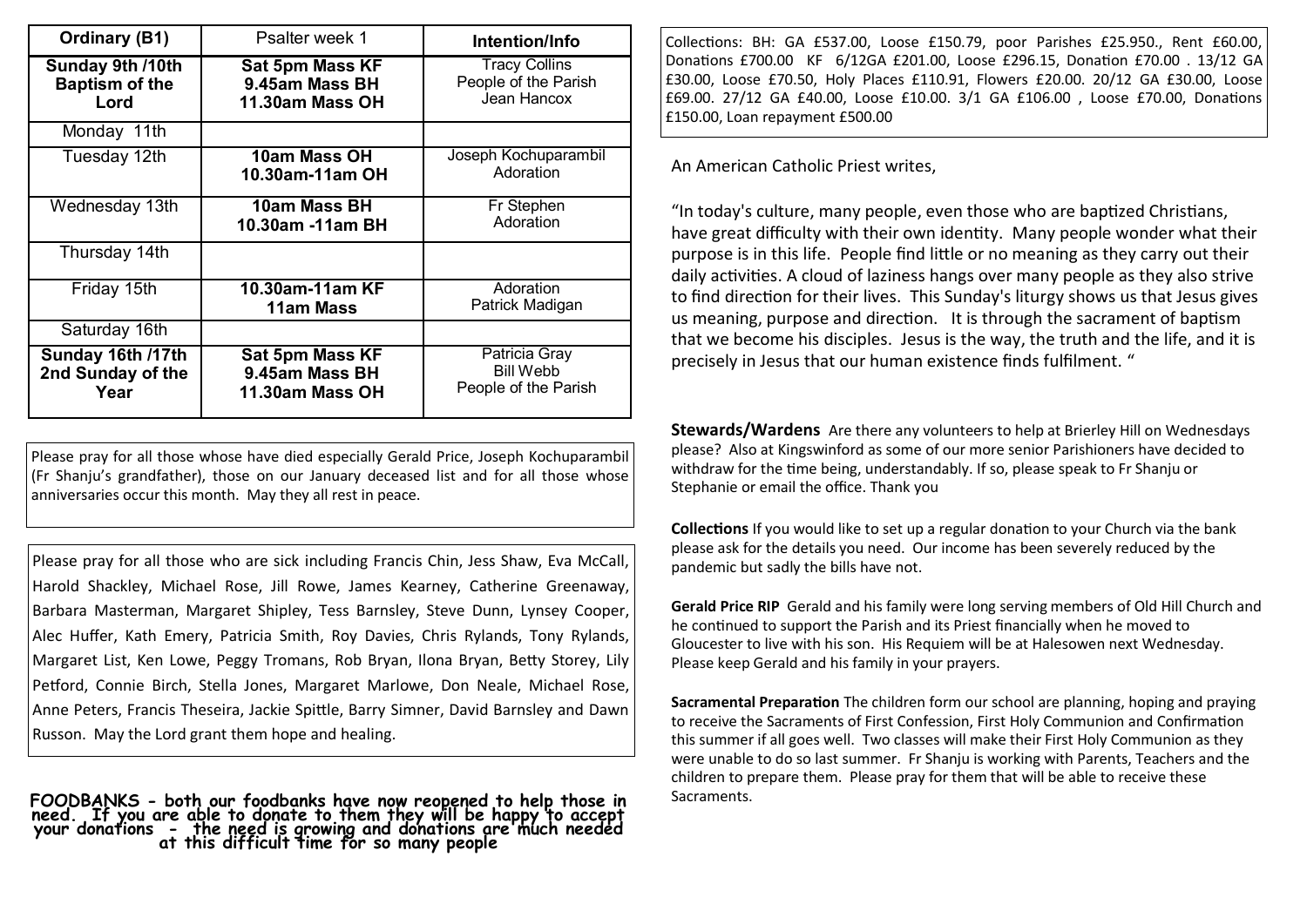| Ordinary (B1) | Psalter week 1 | Intention/Info |
|---|---|---|
| **Sunday 9th /10th Baptism of the Lord** | **Sat 5pm Mass KF 9.45am Mass BH 11.30am Mass OH** | Tracy Collins People of the Parish Jean Hancox |
| Monday 11th | | |
| Tuesday 12th | **10am Mass OH 10.30am-11am OH** | Joseph Kochuparambil Adoration |
| Wednesday 13th | **10am Mass BH 10.30am -11am BH** | Fr Stephen Adoration |
| Thursday 14th | | |
| Friday 15th | **10.30am-11am KF 11am Mass** | Adoration Patrick Madigan |
| Saturday 16th | | |
| **Sunday 16th /17th 2nd Sunday of the Year** | **Sat 5pm Mass KF 9.45am Mass BH 11.30am Mass OH** | Patricia Gray Bill Webb People of the Parish |

Please pray for all those whose have died especially Gerald Price, Joseph Kochuparambil (Fr Shanju's grandfather), those on our January deceased list and for all those whose anniversaries occur this month. May they all rest in peace.

Please pray for all those who are sick including Francis Chin, Jess Shaw, Eva McCall, Harold Shackley, Michael Rose, Jill Rowe, James Kearney, Catherine Greenaway, Barbara Masterman, Margaret Shipley, Tess Barnsley, Steve Dunn, Lynsey Cooper, Alec Huffer, Kath Emery, Patricia Smith, Roy Davies, Chris Rylands, Tony Rylands, Margaret List, Ken Lowe, Peggy Tromans, Rob Bryan, Ilona Bryan, Betty Storey, Lily Petford, Connie Birch, Stella Jones, Margaret Marlowe, Don Neale, Michael Rose, Anne Peters, Francis Theseira, Jackie Spittle, Barry Simner, David Barnsley and Dawn Russon. May the Lord grant them hope and healing.

**FOODBANKS - both our foodbanks have now reopened to help those in need. If you are able to donate to them they will be happy to accept your donations - the need is growing and donations are much needed at this difficult time for so many people**

Collections: BH: GA £537.00, Loose £150.79, poor Parishes £25.950., Rent £60.00, Donations £700.00 KF 6/12GA £201.00, Loose £296.15, Donation £70.00 . 13/12 GA £30.00, Loose £70.50, Holy Places £110.91, Flowers £20.00. 20/12 GA £30.00, Loose £69.00. 27/12 GA £40.00, Loose £10.00. 3/1 GA £106.00 , Loose £70.00, Donations £150.00, Loan repayment £500.00

An American Catholic Priest writes,

"In today's culture, many people, even those who are baptized Christians, have great difficulty with their own identity. Many people wonder what their purpose is in this life. People find little or no meaning as they carry out their daily activities. A cloud of laziness hangs over many people as they also strive to find direction for their lives. This Sunday's liturgy shows us that Jesus gives us meaning, purpose and direction. It is through the sacrament of baptism that we become his disciples. Jesus is the way, the truth and the life, and it is precisely in Jesus that our human existence finds fulfilment. "

**Stewards/Wardens** Are there any volunteers to help at Brierley Hill on Wednesdays please? Also at Kingswinford as some of our more senior Parishioners have decided to withdraw for the time being, understandably. If so, please speak to Fr Shanju or Stephanie or email the office. Thank you

**Collections** If you would like to set up a regular donation to your Church via the bank please ask for the details you need. Our income has been severely reduced by the pandemic but sadly the bills have not.

**Gerald Price RIP** Gerald and his family were long serving members of Old Hill Church and he continued to support the Parish and its Priest financially when he moved to Gloucester to live with his son. His Requiem will be at Halesowen next Wednesday. Please keep Gerald and his family in your prayers.

**Sacramental Preparation** The children form our school are planning, hoping and praying to receive the Sacraments of First Confession, First Holy Communion and Confirmation this summer if all goes well. Two classes will make their First Holy Communion as they were unable to do so last summer. Fr Shanju is working with Parents, Teachers and the children to prepare them. Please pray for them that will be able to receive these Sacraments.